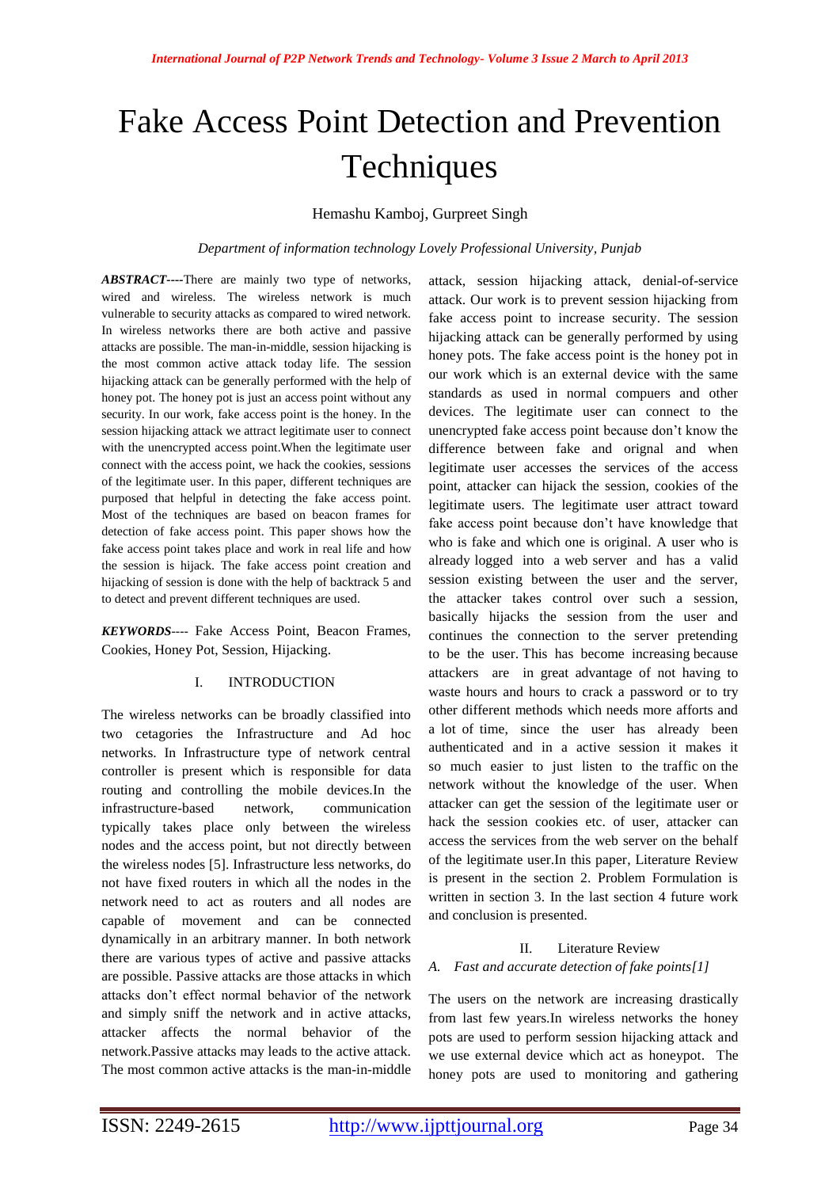# Fake Access Point Detection and Prevention Techniques

Hemashu Kamboj, Gurpreet Singh

*Department of information technology Lovely Professional University, Punjab*

***ABSTRACT----***There are mainly two type of networks, wired and wireless. The wireless network is much vulnerable to security attacks as compared to wired network. In wireless networks there are both active and passive attacks are possible. The man-in-middle, session hijacking is the most common active attack today life. The session hijacking attack can be generally performed with the help of honey pot. The honey pot is just an access point without any security. In our work, fake access point is the honey. In the session hijacking attack we attract legitimate user to connect with the unencrypted access point.When the legitimate user connect with the access point, we hack the cookies, sessions of the legitimate user. In this paper, different techniques are purposed that helpful in detecting the fake access point. Most of the techniques are based on beacon frames for detection of fake access point. This paper shows how the fake access point takes place and work in real life and how the session is hijack. The fake access point creation and hijacking of session is done with the help of backtrack 5 and to detect and prevent different techniques are used.

***KEYWORDS----*** Fake Access Point, Beacon Frames, Cookies, Honey Pot, Session, Hijacking.

## I. INTRODUCTION

The wireless networks can be broadly classified into two cetagories the Infrastructure and Ad hoc networks. In Infrastructure type of network central controller is present which is responsible for data routing and controlling the mobile devices.In the infrastructure-based network, communication typically takes place only between the wireless nodes and the access point, but not directly between the wireless nodes [5]. Infrastructure less networks, do not have fixed routers in which all the nodes in the network need to act as routers and all nodes are capable of movement and can be connected dynamically in an arbitrary manner. In both network there are various types of active and passive attacks are possible. Passive attacks are those attacks in which attacks don't effect normal behavior of the network and simply sniff the network and in active attacks, attacker affects the normal behavior of the network.Passive attacks may leads to the active attack. The most common active attacks is the man-in-middle attack, session hijacking attack, denial-of-service attack. Our work is to prevent session hijacking from fake access point to increase security. The session hijacking attack can be generally performed by using honey pots. The fake access point is the honey pot in our work which is an external device with the same standards as used in normal compuers and other devices. The legitimate user can connect to the unencrypted fake access point because don't know the difference between fake and orignal and when legitimate user accesses the services of the access point, attacker can hijack the session, cookies of the legitimate users. The legitimate user attract toward fake access point because don't have knowledge that who is fake and which one is original. A user who is already logged into a web server and has a valid session existing between the user and the server, the attacker takes control over such a session, basically hijacks the session from the user and continues the connection to the server pretending to be the user. This has become increasing because attackers are in great advantage of not having to waste hours and hours to crack a password or to try other different methods which needs more afforts and a lot of time, since the user has already been authenticated and in a active session it makes it so much easier to just listen to the traffic on the network without the knowledge of the user. When attacker can get the session of the legitimate user or hack the session cookies etc. of user, attacker can access the services from the web server on the behalf of the legitimate user.In this paper, Literature Review is present in the section 2. Problem Formulation is written in section 3. In the last section 4 future work and conclusion is presented.

## II. Literature Review

### *A. Fast and accurate detection of fake points[1]*

The users on the network are increasing drastically from last few years.In wireless networks the honey pots are used to perform session hijacking attack and we use external device which act as honeypot. The honey pots are used to monitoring and gathering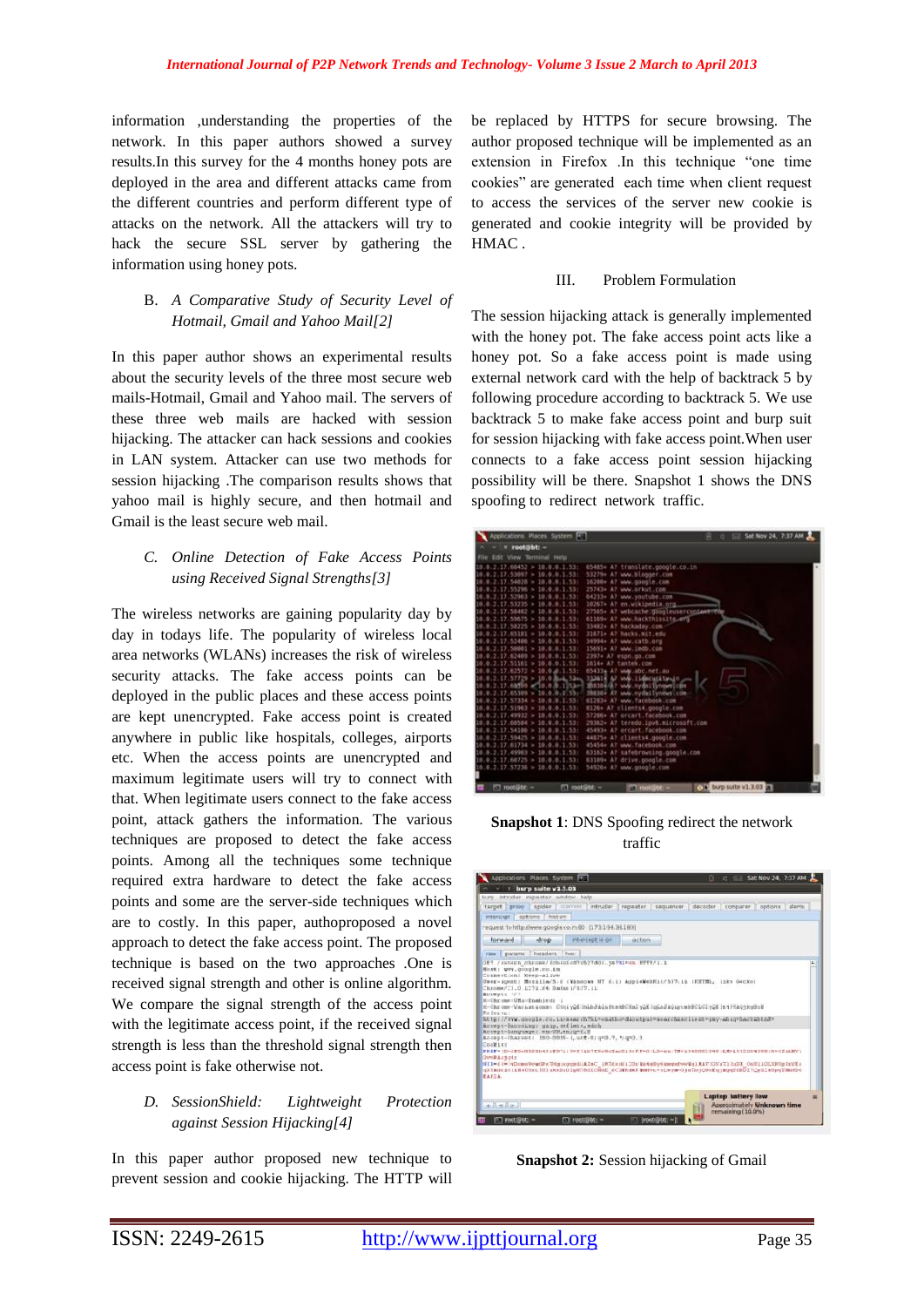information ,understanding the properties of the network. In this paper authors showed a survey results.In this survey for the 4 months honey pots are deployed in the area and different attacks came from the different countries and perform different type of attacks on the network. All the attackers will try to hack the secure SSL server by gathering the information using honey pots.

### B. *A Comparative Study of Security Level of Hotmail, Gmail and Yahoo Mail[2]*

In this paper author shows an experimental results about the security levels of the three most secure web mails-Hotmail, Gmail and Yahoo mail. The servers of these three web mails are hacked with session hijacking. The attacker can hack sessions and cookies in LAN system. Attacker can use two methods for session hijacking .The comparison results shows that yahoo mail is highly secure, and then hotmail and Gmail is the least secure web mail.

### C. *Online Detection of Fake Access Points using Received Signal Strengths[3]*

The wireless networks are gaining popularity day by day in todays life. The popularity of wireless local area networks (WLANs) increases the risk of wireless security attacks. The fake access points can be deployed in the public places and these access points are kept unencrypted. Fake access point is created anywhere in public like hospitals, colleges, airports etc. When the access points are unencrypted and maximum legitimate users will try to connect with that. When legitimate users connect to the fake access point, attack gathers the information. The various techniques are proposed to detect the fake access points. Among all the techniques some technique required extra hardware to detect the fake access points and some are the server-side techniques which are to costly. In this paper, authoproposed a novel approach to detect the fake access point. The proposed technique is based on the two approaches .One is received signal strength and other is online algorithm. We compare the signal strength of the access point with the legitimate access point, if the received signal strength is less than the threshold signal strength then access point is fake otherwise not.

### D. *SessionShield: Lightweight Protection against Session Hijacking[4]*

In this paper author proposed new technique to prevent session and cookie hijacking. The HTTP will be replaced by HTTPS for secure browsing. The author proposed technique will be implemented as an extension in Firefox .In this technique "one time cookies" are generated each time when client request to access the services of the server new cookie is generated and cookie integrity will be provided by HMAC .

## III. Problem Formulation

The session hijacking attack is generally implemented with the honey pot. The fake access point acts like a honey pot. So a fake access point is made using external network card with the help of backtrack 5 by following procedure according to backtrack 5. We use backtrack 5 to make fake access point and burp suit for session hijacking with fake access point.When user connects to a fake access point session hijacking possibility will be there. Snapshot 1 shows the DNS spoofing to redirect network traffic.

**Snapshot 1**: DNS Spoofing redirect the network traffic

**Snapshot 2:** Session hijacking of Gmail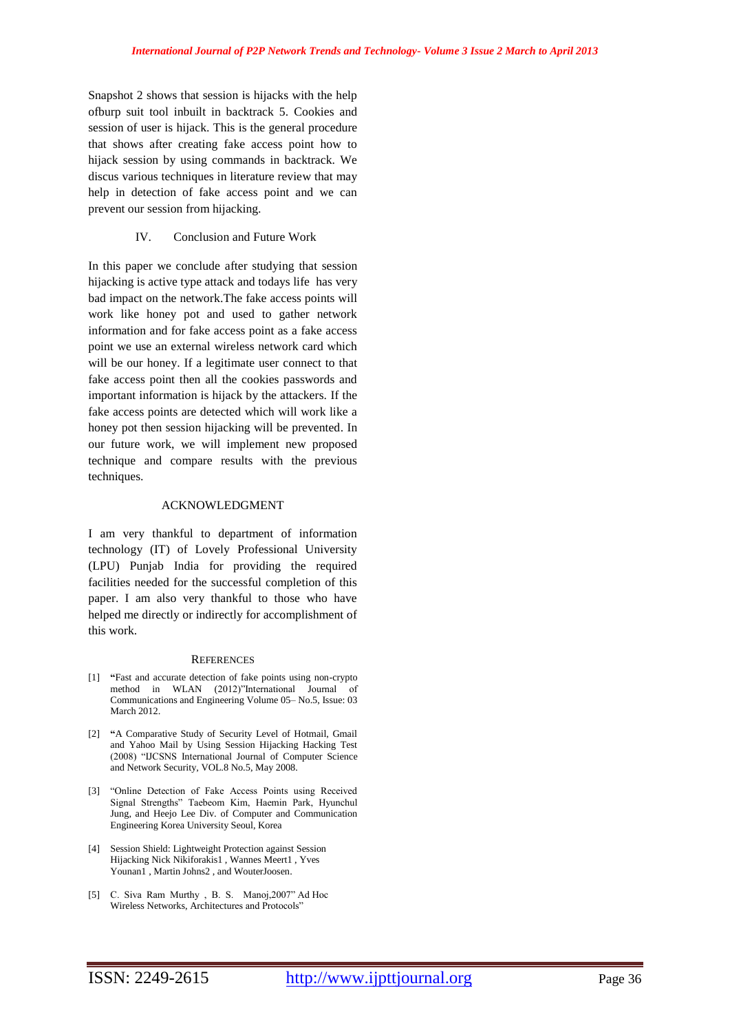Snapshot 2 shows that session is hijacks with the help ofburp suit tool inbuilt in backtrack 5. Cookies and session of user is hijack. This is the general procedure that shows after creating fake access point how to hijack session by using commands in backtrack. We discus various techniques in literature review that may help in detection of fake access point and we can prevent our session from hijacking.

## IV. Conclusion and Future Work

In this paper we conclude after studying that session hijacking is active type attack and todays life has very bad impact on the network.The fake access points will work like honey pot and used to gather network information and for fake access point as a fake access point we use an external wireless network card which will be our honey. If a legitimate user connect to that fake access point then all the cookies passwords and important information is hijack by the attackers. If the fake access points are detected which will work like a honey pot then session hijacking will be prevented. In our future work, we will implement new proposed technique and compare results with the previous techniques.

## ACKNOWLEDGMENT

I am very thankful to department of information technology (IT) of Lovely Professional University (LPU) Punjab India for providing the required facilities needed for the successful completion of this paper. I am also very thankful to those who have helped me directly or indirectly for accomplishment of this work.

## REFERENCES

[1] **"**Fast and accurate detection of fake points using non-crypto method in WLAN (2012)"International Journal of Communications and Engineering Volume 05– No.5, Issue: 03 March 2012.

[2] **"**A Comparative Study of Security Level of Hotmail, Gmail and Yahoo Mail by Using Session Hijacking Hacking Test (2008) "IJCSNS International Journal of Computer Science and Network Security, VOL.8 No.5, May 2008.

[3] "Online Detection of Fake Access Points using Received Signal Strengths" Taebeom Kim, Haemin Park, Hyunchul Jung, and Heejo Lee Div. of Computer and Communication Engineering Korea University Seoul, Korea

[4] Session Shield: Lightweight Protection against Session Hijacking Nick Nikiforakis1 , Wannes Meert1 , Yves Younan1 , Martin Johns2 , and WouterJoosen.

[5] C. Siva Ram Murthy , B. S. Manoj,2007" Ad Hoc Wireless Networks, Architectures and Protocols"